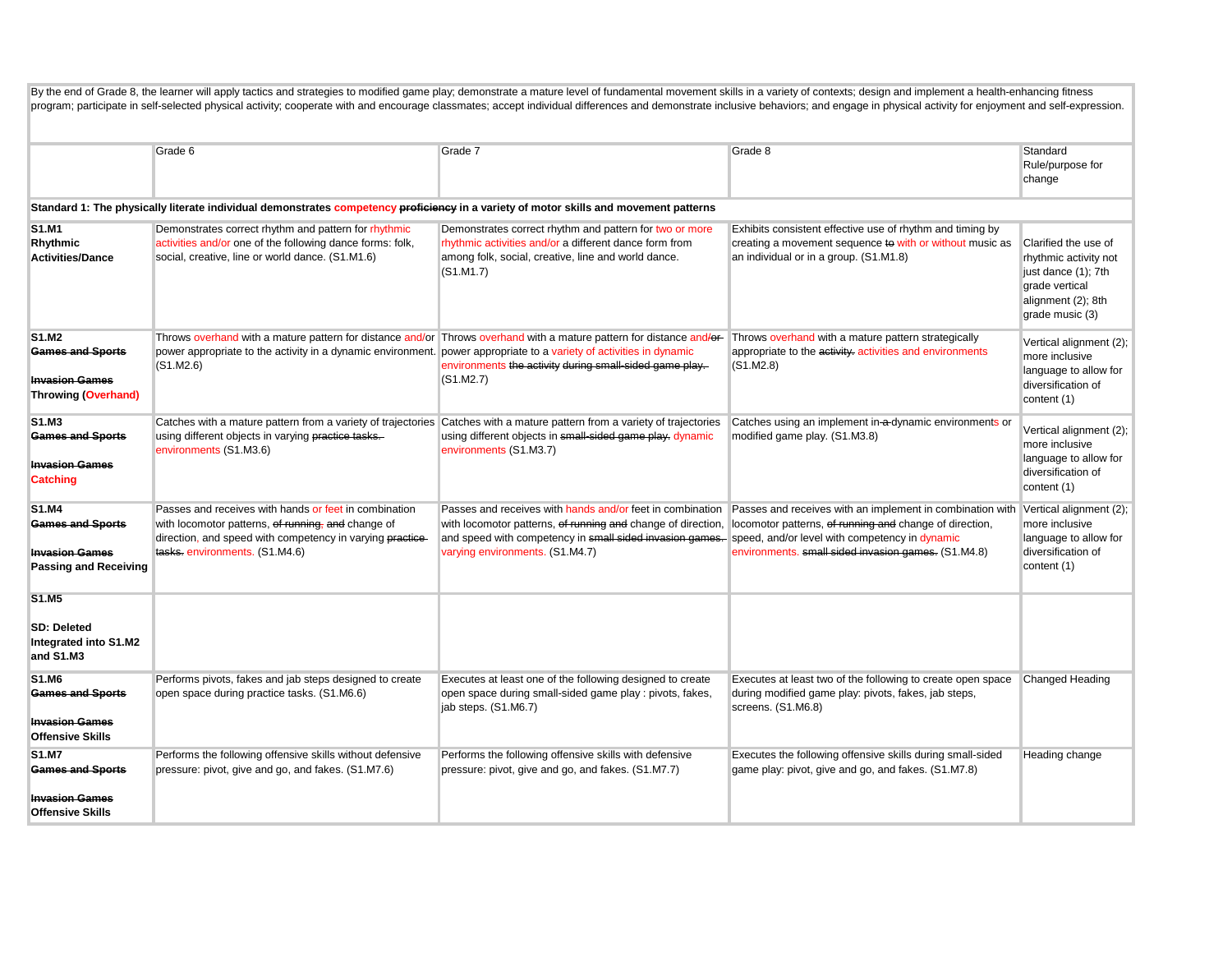By the end of Grade 8, the learner will apply tactics and strategies to modified game play; demonstrate a mature level of fundamental movement skills in a variety of contexts; design and implement a health-enhancing fitness program; participate in self-selected physical activity; cooperate with and encourage classmates; accept individual differences and demonstrate inclusive behaviors; and engage in physical activity for enjoyment and self-expression.

| | Grade 6 | Grade 7 | Grade 8 | Standard Rule/purpose for change |
|---|---|---|---|---|
| **Standard 1: The physically literate individual demonstrates competency ~~proficiency~~ in a variety of motor skills and movement patterns** | | | | |
| **S1.M1 Rhythmic Activities/Dance** | Demonstrates correct rhythm and pattern for rhythmic activities and/or one of the following dance forms: folk, social, creative, line or world dance. (S1.M1.6) | Demonstrates correct rhythm and pattern for two or more rhythmic activities and/or a different dance form from among folk, social, creative, line and world dance. (S1.M1.7) | Exhibits consistent effective use of rhythm and timing by creating a movement sequence ~~to~~ with or without music as an individual or in a group. (S1.M1.8) | Clarified the use of rhythmic activity not just dance (1); 7th grade vertical alignment (2); 8th grade music (3) |
| **S1.M2 ~~Games and Sports~~ ~~Invasion Games~~ Throwing (Overhand)** | Throws overhand with a mature pattern for distance and/or power appropriate to the activity in a dynamic environment. (S1.M2.6) | Throws overhand with a mature pattern for distance and/~~or~~ power appropriate to a variety of activities in dynamic environments ~~the activity during small-sided game play.~~ (S1.M2.7) | Throws overhand with a mature pattern strategically appropriate to the ~~activity.~~ activities and environments (S1.M2.8) | Vertical alignment (2); more inclusive language to allow for diversification of content (1) |
| **S1.M3 ~~Games and Sports~~ ~~Invasion Games~~ Catching** | Catches with a mature pattern from a variety of trajectories using different objects in varying ~~practice tasks.~~ environments (S1.M3.6) | Catches with a mature pattern from a variety of trajectories using different objects in ~~small-sided game play.~~ dynamic environments (S1.M3.7) | Catches using an implement in ~~a~~ dynamic environments or modified game play. (S1.M3.8) | Vertical alignment (2); more inclusive language to allow for diversification of content (1) |
| **S1.M4 ~~Games and Sports~~ ~~Invasion Games~~ Passing and Receiving** | Passes and receives with hands or feet in combination with locomotor patterns, ~~of running,~~ ~~and~~ change of direction, and speed with competency in varying ~~practice tasks.~~ environments. (S1.M4.6) | Passes and receives with hands and/or feet in combination with locomotor patterns, ~~of running and~~ change of direction, and speed with competency in ~~small sided invasion games.~~ varying environments. (S1.M4.7) | Passes and receives with an implement in combination with locomotor patterns, ~~of running and~~ change of direction, speed, and/or level with competency in dynamic environments. ~~small sided invasion games.~~ (S1.M4.8) | Vertical alignment (2); more inclusive language to allow for diversification of content (1) |
| **S1.M5 SD: Deleted Integrated into S1.M2 and S1.M3** | | | | |
| **S1.M6 ~~Games and Sports~~ ~~Invasion Games~~ Offensive Skills** | Performs pivots, fakes and jab steps designed to create open space during practice tasks. (S1.M6.6) | Executes at least one of the following designed to create open space during small-sided game play : pivots, fakes, jab steps. (S1.M6.7) | Executes at least two of the following to create open space during modified game play: pivots, fakes, jab steps, screens. (S1.M6.8) | Changed Heading |
| **S1.M7 ~~Games and Sports~~ ~~Invasion Games~~ Offensive Skills** | Performs the following offensive skills without defensive pressure: pivot, give and go, and fakes. (S1.M7.6) | Performs the following offensive skills with defensive pressure: pivot, give and go, and fakes. (S1.M7.7) | Executes the following offensive skills during small-sided game play: pivot, give and go, and fakes. (S1.M7.8) | Heading change |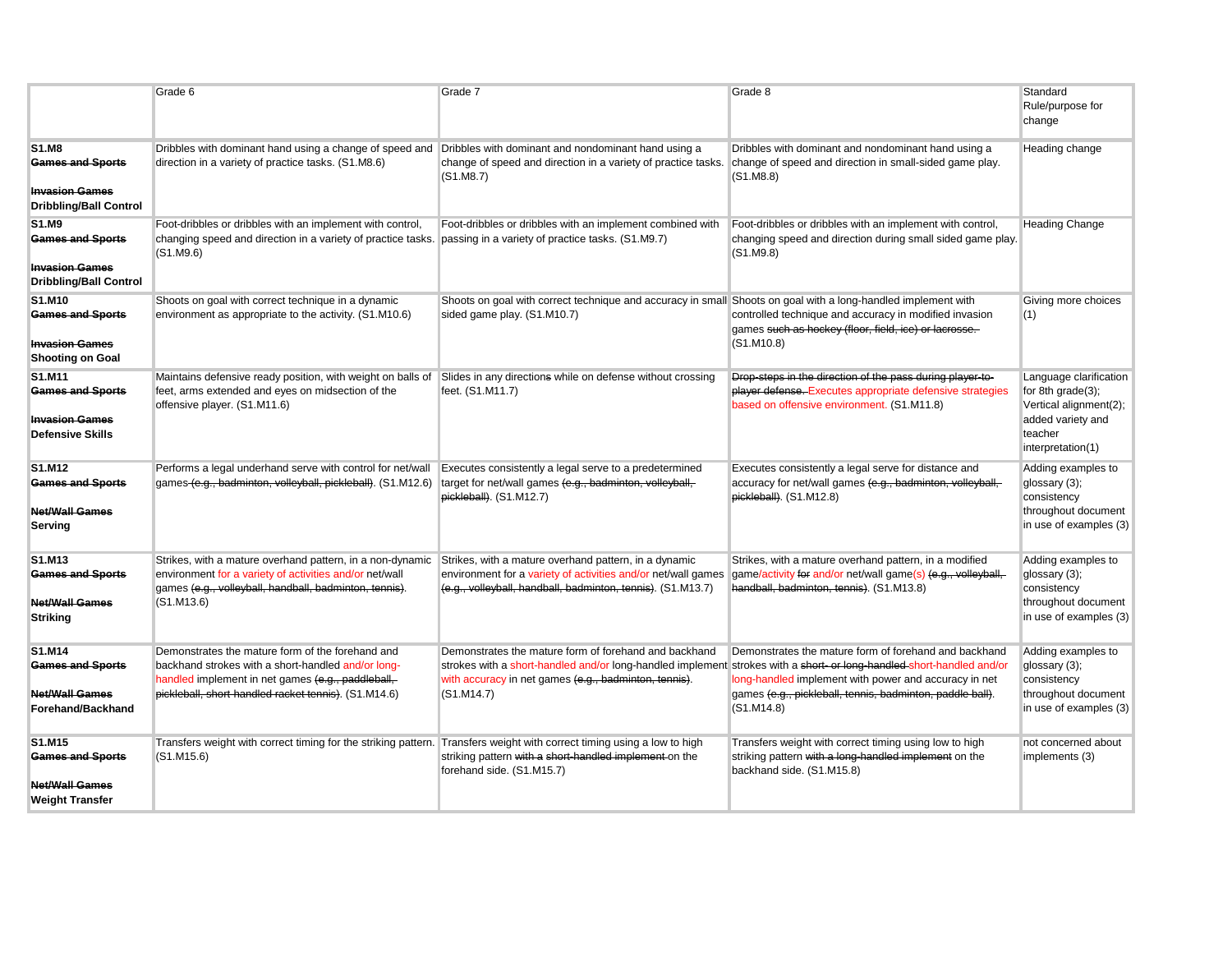| | Grade 6 | Grade 7 | Grade 8 | Standard Rule/purpose for change |
|---|---|---|---|---|
| **S1.M8** ~~**Games and Sports**~~ ~~**Invasion Games**~~ **Dribbling/Ball Control** | Dribbles with dominant hand using a change of speed and direction in a variety of practice tasks. (S1.M8.6) | Dribbles with dominant and nondominant hand using a change of speed and direction in a variety of practice tasks. (S1.M8.7) | Dribbles with dominant and nondominant hand using a change of speed and direction in small-sided game play. (S1.M8.8) | Heading change |
| **S1.M9** ~~**Games and Sports**~~ ~~**Invasion Games**~~ **Dribbling/Ball Control** | Foot-dribbles or dribbles with an implement with control, changing speed and direction in a variety of practice tasks. (S1.M9.6) | Foot-dribbles or dribbles with an implement combined with passing in a variety of practice tasks. (S1.M9.7) | Foot-dribbles or dribbles with an implement with control, changing speed and direction during small sided game play. (S1.M9.8) | Heading Change |
| **S1.M10** ~~**Games and Sports**~~ ~~**Invasion Games**~~ **Shooting on Goal** | Shoots on goal with correct technique in a dynamic environment as appropriate to the activity. (S1.M10.6) | Shoots on goal with correct technique and accuracy in small sided game play. (S1.M10.7) | Shoots on goal with a long-handled implement with controlled technique and accuracy in modified invasion games ~~such as hockey (floor, field, ice) or lacrosse.~~ (S1.M10.8) | Giving more choices (1) |
| **S1.M11** ~~**Games and Sports**~~ ~~**Invasion Games**~~ **Defensive Skills** | Maintains defensive ready position, with weight on balls of feet, arms extended and eyes on midsection of the offensive player. (S1.M11.6) | Slides in any direction~~s~~ while on defense without crossing feet. (S1.M11.7) | ~~Drop-steps in the direction of the pass during player-to-player defense.~~ Executes appropriate defensive strategies based on offensive environment. (S1.M11.8) | Language clarification for 8th grade(3); Vertical alignment(2); added variety and teacher interpretation(1) |
| **S1.M12** ~~**Games and Sports**~~ ~~**Net/Wall Games**~~ **Serving** | Performs a legal underhand serve with control for net/wall games ~~(e.g., badminton, volleyball, pickleball)~~. (S1.M12.6) | Executes consistently a legal serve to a predetermined target for net/wall games ~~(e.g., badminton, volleyball, pickleball)~~. (S1.M12.7) | Executes consistently a legal serve for distance and accuracy for net/wall games ~~(e.g., badminton, volleyball, pickleball)~~. (S1.M12.8) | Adding examples to glossary (3); consistency throughout document in use of examples (3) |
| **S1.M13** ~~**Games and Sports**~~ ~~**Net/Wall Games**~~ **Striking** | Strikes, with a mature overhand pattern, in a non-dynamic environment for a variety of activities and/or net/wall games ~~(e.g., volleyball, handball, badminton, tennis)~~. (S1.M13.6) | Strikes, with a mature overhand pattern, in a dynamic environment for a variety of activities and/or net/wall games ~~(e.g., volleyball, handball, badminton, tennis)~~. (S1.M13.7) | Strikes, with a mature overhand pattern, in a modified game/activity ~~for~~ and/or net/wall game(s) ~~(e.g., volleyball, handball, badminton, tennis)~~. (S1.M13.8) | Adding examples to glossary (3); consistency throughout document in use of examples (3) |
| **S1.M14** ~~**Games and Sports**~~ ~~**Net/Wall Games**~~ **Forehand/Backhand** | Demonstrates the mature form of the forehand and backhand strokes with a short-handled and/or long-handled implement in net games ~~(e.g., paddleball, pickleball, short-handled racket tennis)~~. (S1.M14.6) | Demonstrates the mature form of forehand and backhand strokes with a short-handled and/or long-handled implement with accuracy in net games ~~(e.g., badminton, tennis)~~. (S1.M14.7) | Demonstrates the mature form of forehand and backhand strokes with a ~~short- or long-handled~~ short-handled and/or long-handled implement with power and accuracy in net games ~~(e.g., pickleball, tennis, badminton, paddle ball)~~. (S1.M14.8) | Adding examples to glossary (3); consistency throughout document in use of examples (3) |
| **S1.M15** ~~**Games and Sports**~~ ~~**Net/Wall Games**~~ **Weight Transfer** | Transfers weight with correct timing for the striking pattern. (S1.M15.6) | Transfers weight with correct timing using a low to high striking pattern ~~with a short-handled implement~~ on the forehand side. (S1.M15.7) | Transfers weight with correct timing using low to high striking pattern ~~with a long-handled implement~~ on the backhand side. (S1.M15.8) | not concerned about implements (3) |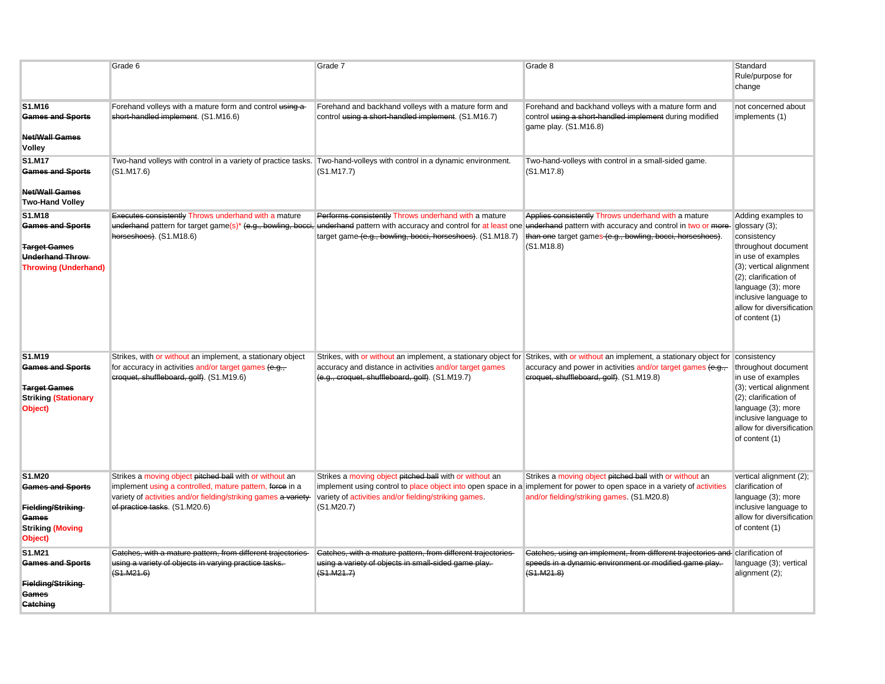| | Grade 6 | Grade 7 | Grade 8 | Standard Rule/purpose for change |
|---|---|---|---|---|
| **S1.M16** ~~**Games and Sports**~~ ~~**Net/Wall Games**~~ **Volley** | Forehand volleys with a mature form and control ~~using a short-handled implement~~. (S1.M16.6) | Forehand and backhand volleys with a mature form and control ~~using a short-handled implement~~. (S1.M16.7) | Forehand and backhand volleys with a mature form and control ~~using a short-handled implement~~ during modified game play. (S1.M16.8) | not concerned about implements (1) |
| **S1.M17** ~~**Games and Sports**~~ ~~**Net/Wall Games**~~ **Two-Hand Volley** | Two-hand volleys with control in a variety of practice tasks. (S1.M17.6) | Two-hand-volleys with control in a dynamic environment. (S1.M17.7) | Two-hand-volleys with control in a small-sided game. (S1.M17.8) | |
| **S1.M18** ~~**Games and Sports**~~ ~~**Target Games**~~ ~~**Underhand Throw**~~ **Throwing (Underhand)** | ~~Executes consistently~~ Throws underhand with a mature ~~underhand~~ pattern for target game(s)* ~~(e.g., bowling, bocci, horseshoes)~~. (S1.M18.6) | ~~Performs consistently~~ Throws underhand with a mature ~~underhand~~ pattern with accuracy and control for at least one target game ~~(e.g., bowling, bocci, horseshoes)~~. (S1.M18.7) | ~~Applies consistently~~ Throws underhand with a mature ~~underhand~~ pattern with accuracy and control in two or ~~more than one~~ target games ~~(e.g., bowling, bocci, horseshoes)~~. (S1.M18.8) | Adding examples to glossary (3); consistency throughout document in use of examples (3); vertical alignment (2); clarification of language (3); more inclusive language to allow for diversification of content (1) |
| **S1.M19** ~~**Games and Sports**~~ ~~**Target Games**~~ **Striking (Stationary Object)** | Strikes, with or without an implement, a stationary object for accuracy in activities and/or target games ~~(e.g., croquet, shuffleboard, golf)~~. (S1.M19.6) | Strikes, with or without an implement, a stationary object for accuracy and distance in activities and/or target games ~~(e.g., croquet, shuffleboard, golf)~~. (S1.M19.7) | Strikes, with or without an implement, a stationary object for accuracy and power in activities and/or target games ~~(e.g., croquet, shuffleboard, golf)~~. (S1.M19.8) | consistency throughout document in use of examples (3); vertical alignment (2); clarification of language (3); more inclusive language to allow for diversification of content (1) |
| **S1.M20** ~~**Games and Sports**~~ ~~**Fielding/Striking Games**~~ **Striking (Moving Object)** | Strikes a moving object ~~pitched ball~~ with or without an implement using a controlled, mature pattern, ~~force~~ in a variety of activities and/or fielding/striking games ~~a variety of practice tasks~~. (S1.M20.6) | Strikes a moving object ~~pitched ball~~ with or without an implement using control to place object into open space in a variety of activities and/or fielding/striking games. (S1.M20.7) | Strikes a moving object ~~pitched ball~~ with or without an implement for power to open space in a variety of activities and/or fielding/striking games. (S1.M20.8) | vertical alignment (2); clarification of language (3); more inclusive language to allow for diversification of content (1) |
| **S1.M21** ~~**Games and Sports**~~ ~~**Fielding/Striking Games**~~ ~~**Catching**~~ | ~~Catches, with a mature pattern, from different trajectories using a variety of objects in varying practice tasks. (S1.M21.6)~~ | ~~Catches, with a mature pattern, from different trajectories using a variety of objects in small-sided game play. (S1.M21.7)~~ | ~~Catches, using an implement, from different trajectories and speeds in a dynamic environment or modified game play. (S1.M21.8)~~ | clarification of language (3); vertical alignment (2); |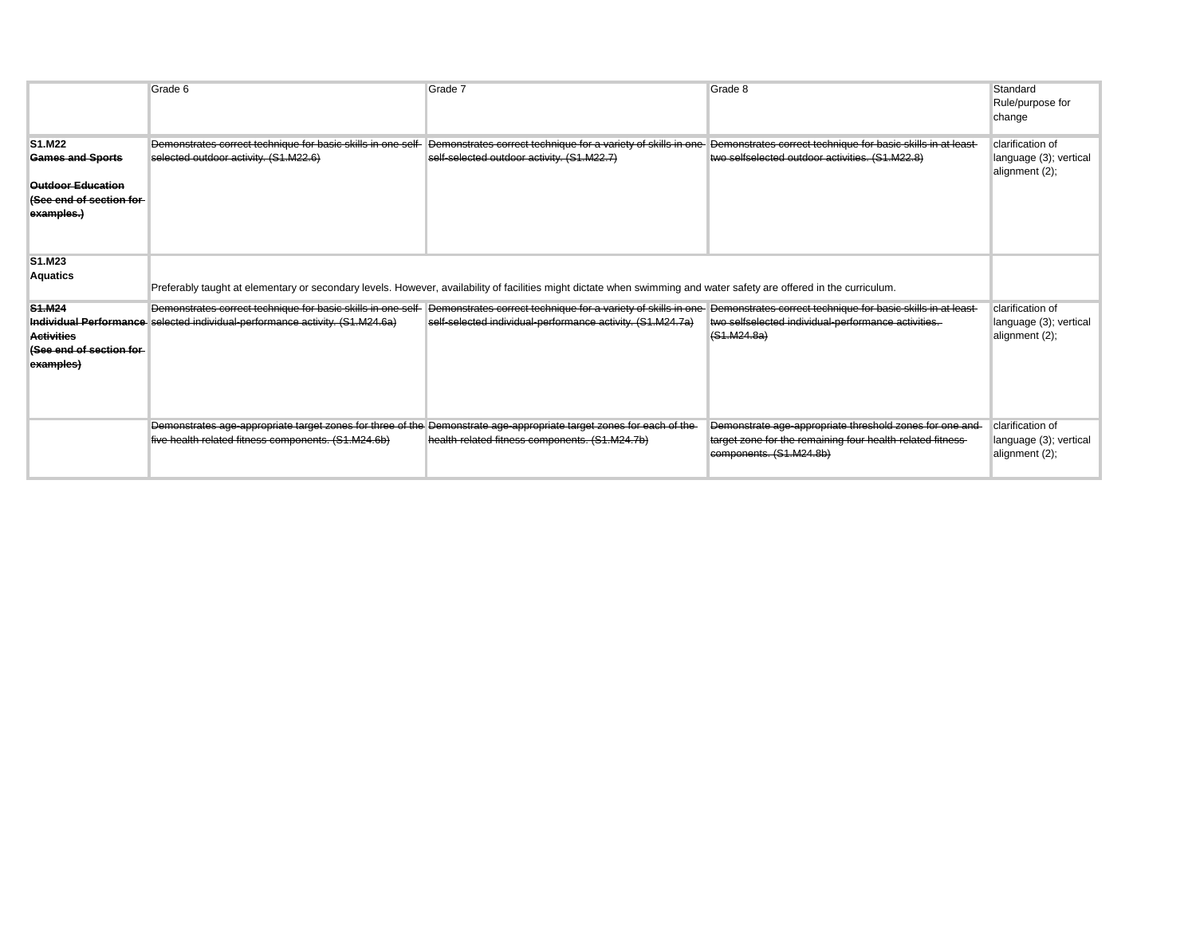| | Grade 6 | Grade 7 | Grade 8 | Standard Rule/purpose for change |
|---|---|---|---|---|
| **S1.M22** <br> ~~**Games and Sports**~~ <br><br> ~~**Outdoor Education**~~ <br> ~~**(See end of section for examples.)**~~ | ~~Demonstrates correct technique for basic skills in one self-selected outdoor activity. (S1.M22.6)~~ | ~~Demonstrates correct technique for a variety of skills in one self-selected outdoor activity. (S1.M22.7)~~ | ~~Demonstrates correct technique for basic skills in at least two selfselected outdoor activities. (S1.M22.8)~~ | clarification of language (3); vertical alignment (2); |
| **S1.M23** <br> **Aquatics** | Preferably taught at elementary or secondary levels. However, availability of facilities might dictate when swimming and water safety are offered in the curriculum. | | | |
| ~~**S1.M24**~~ <br> ~~**Individual Performance Activities**~~ <br> ~~**(See end of section for examples)**~~ | ~~Demonstrates correct technique for basic skills in one self-selected individual-performance activity. (S1.M24.6a)~~ | ~~Demonstrates correct technique for a variety of skills in one self-selected individual-performance activity. (S1.M24.7a)~~ | ~~Demonstrates correct technique for basic skills in at least two selfselected individual-performance activities. (S1.M24.8a)~~ | clarification of language (3); vertical alignment (2); |
| | ~~Demonstrates age-appropriate target zones for three of the five health related fitness components. (S1.M24.6b)~~ | ~~Demonstrate age-appropriate target zones for each of the health-related fitness components. (S1.M24.7b)~~ | ~~Demonstrate age-appropriate threshold zones for one and target zone for the remaining four health-related fitness components. (S1.M24.8b)~~ | clarification of language (3); vertical alignment (2); |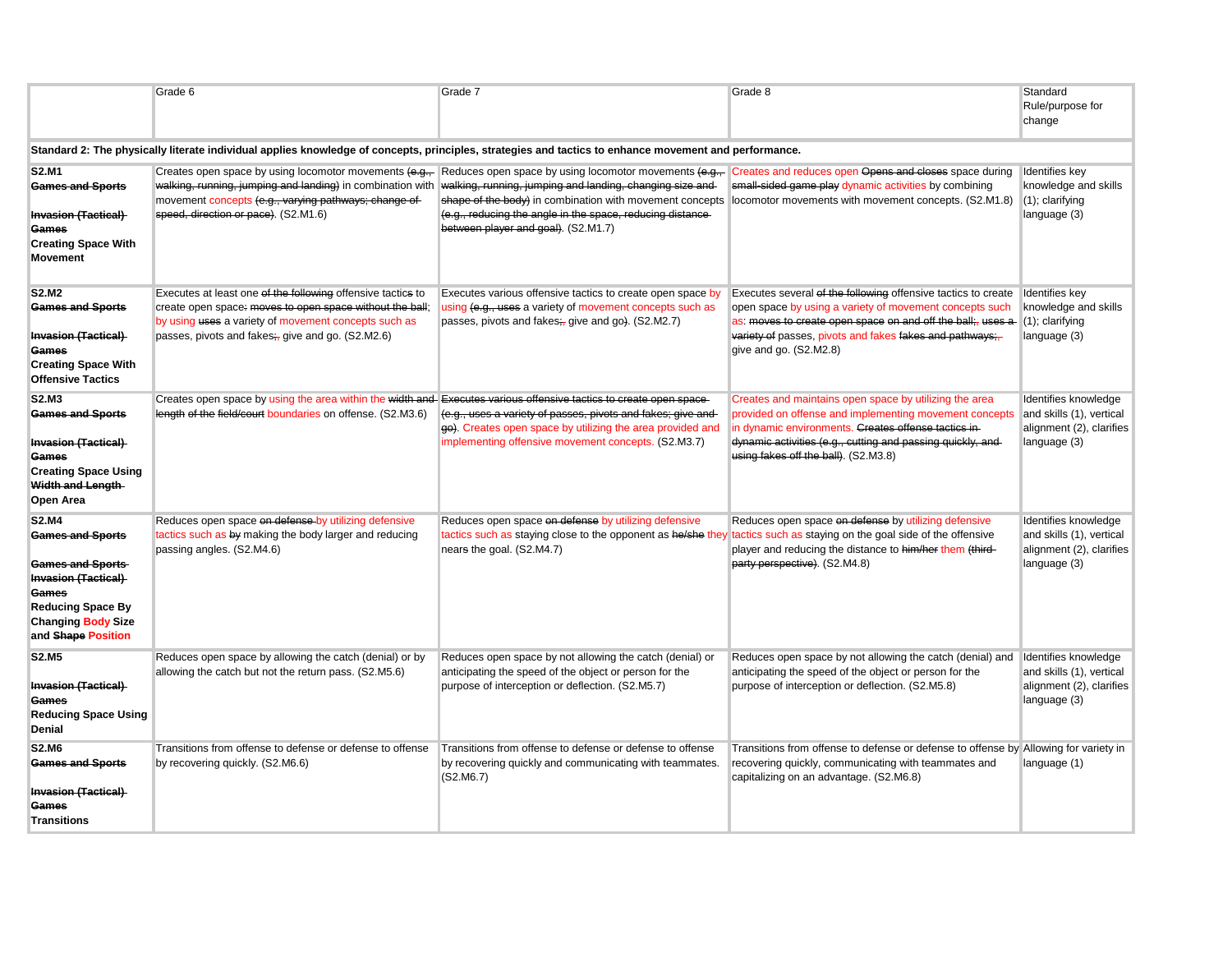| | Grade 6 | Grade 7 | Grade 8 | Standard Rule/purpose for change |
|---|---|---|---|---|
| **Standard 2: The physically literate individual applies knowledge of concepts, principles, strategies and tactics to enhance movement and performance.** | | | | |
| **S2.M1** ~~**Games and Sports**~~ ~~**Invasion (Tactical) Games**~~ **Creating Space With Movement** | Creates open space by using locomotor movements ~~(e.g., walking, running, jumping and landing)~~ in combination with movement concepts ~~(e.g., varying pathways; change of speed, direction or pace)~~. (S2.M1.6) | Reduces open space by using locomotor movements ~~(e.g., walking, running, jumping and landing, changing size and shape of the body)~~ in combination with movement concepts ~~(e.g., reducing the angle in the space, reducing distance between player and goal)~~. (S2.M1.7) | Creates and reduces open ~~Opens and closes~~ space during ~~small-sided game play~~ dynamic activities by combining locomotor movements with movement concepts. (S2.M1.8) | Identifies key knowledge and skills (1); clarifying language (3) |
| **S2.M2** ~~**Games and Sports**~~ ~~**Invasion (Tactical) Games**~~ **Creating Space With Offensive Tactics** | Executes at least one ~~of the following~~ offensive tactic~~s~~ to create open space~~: moves to open space without the ball~~; by using ~~uses~~ a variety of movement concepts such as passes, pivots and fakes~~;,~~ give and go. (S2.M2.6) | Executes various offensive tactics to create open space by using ~~(e.g., uses~~ a variety of movement concepts such as passes, pivots and fakes~~;,~~ give and go~~)~~. (S2.M2.7) | Executes several ~~of the following~~ offensive tactics to create open space by using a variety of movement concepts such as: ~~moves to create open space on and off the ball;, uses a variety of~~ passes, pivots and fakes ~~fakes and pathways;,~~ give and go. (S2.M2.8) | Identifies key knowledge and skills (1); clarifying language (3) |
| **S2.M3** ~~**Games and Sports**~~ ~~**Invasion (Tactical) Games**~~ **Creating Space Using** ~~**Width and Length**~~ **Open Area** | Creates open space by using the area within the ~~width and length of the field/court~~ boundaries on offense. (S2.M3.6) | ~~Executes various offensive tactics to create open space (e.g., uses a variety of passes, pivots and fakes; give and go)~~. Creates open space by utilizing the area provided and implementing offensive movement concepts. (S2.M3.7) | Creates and maintains open space by utilizing the area provided on offense and implementing movement concepts in dynamic environments. ~~Creates offense tactics in dynamic activities (e.g., cutting and passing quickly, and using fakes off the ball)~~. (S2.M3.8) | Identifies knowledge and skills (1), vertical alignment (2), clarifies language (3) |
| **S2.M4** ~~**Games and Sports**~~ ~~**Games and Sports**~~ ~~**Invasion (Tactical) Games**~~ **Reducing Space By Changing Body Size and** ~~**Shape**~~ **Position** | Reduces open space ~~on defense~~ by utilizing defensive tactics such as ~~by~~ making the body larger and reducing passing angles. (S2.M4.6) | Reduces open space ~~on defense~~ by utilizing defensive tactics such as staying close to the opponent as ~~he/she~~ they nears the goal. (S2.M4.7) | Reduces open space ~~on defense~~ by utilizing defensive tactics such as staying on the goal side of the offensive player and reducing the distance to ~~him/her~~ them ~~(third-party perspective)~~. (S2.M4.8) | Identifies knowledge and skills (1), vertical alignment (2), clarifies language (3) |
| **S2.M5** ~~**Invasion (Tactical) Games**~~ **Reducing Space Using Denial** | Reduces open space by allowing the catch (denial) or by allowing the catch but not the return pass. (S2.M5.6) | Reduces open space by not allowing the catch (denial) or anticipating the speed of the object or person for the purpose of interception or deflection. (S2.M5.7) | Reduces open space by not allowing the catch (denial) and anticipating the speed of the object or person for the purpose of interception or deflection. (S2.M5.8) | Identifies knowledge and skills (1), vertical alignment (2), clarifies language (3) |
| **S2.M6** ~~**Games and Sports**~~ ~~**Invasion (Tactical) Games**~~ **Transitions** | Transitions from offense to defense or defense to offense by recovering quickly. (S2.M6.6) | Transitions from offense to defense or defense to offense by recovering quickly and communicating with teammates. (S2.M6.7) | Transitions from offense to defense or defense to offense by recovering quickly, communicating with teammates and capitalizing on an advantage. (S2.M6.8) | Allowing for variety in language (1) |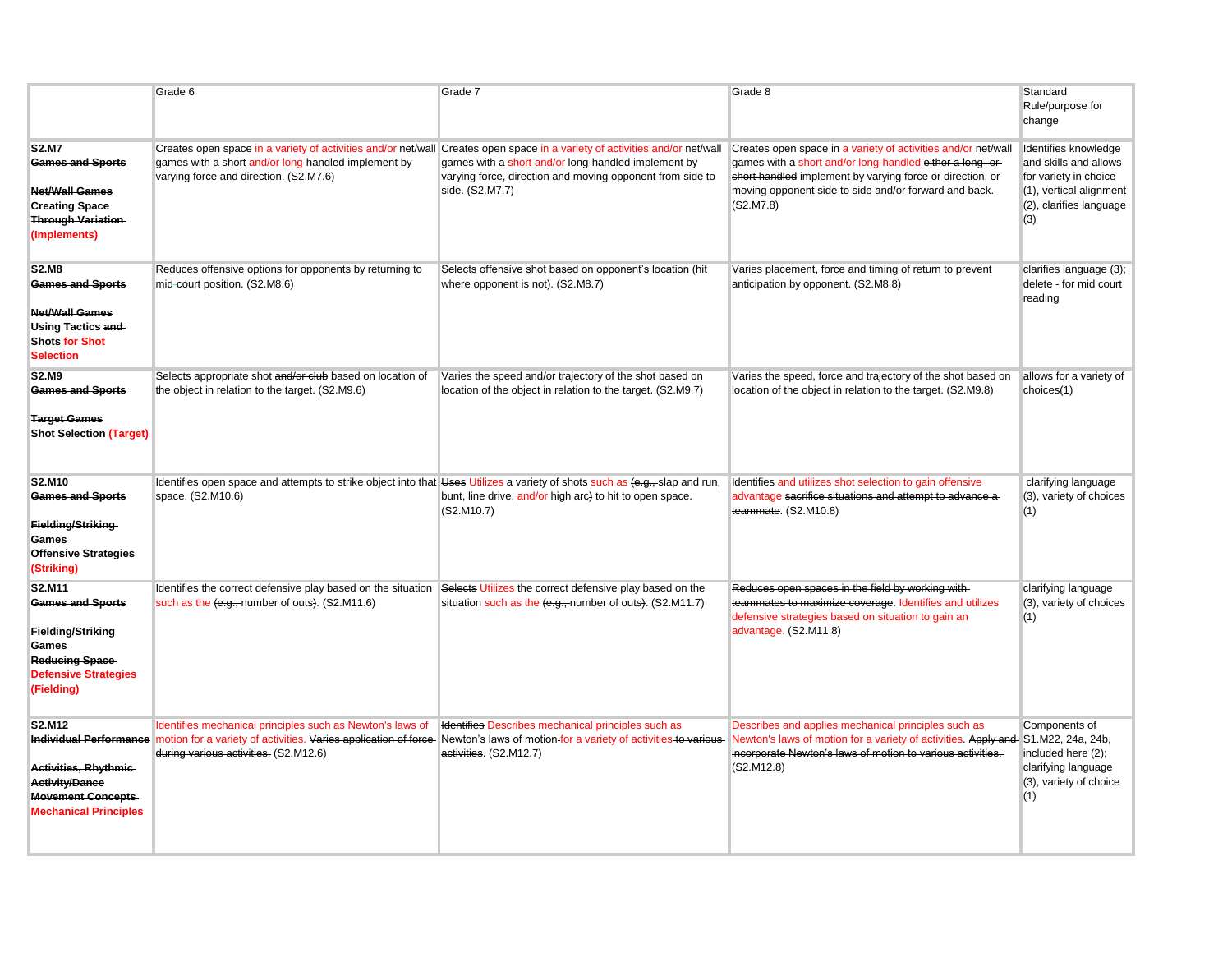| | Grade 6 | Grade 7 | Grade 8 | Standard Rule/purpose for change |
|---|---|---|---|---|
| **S2.M7** ~~**Games and Sports**~~ ~~**Net/Wall Games**~~ **Creating Space** ~~**Through Variation**~~ **(Implements)** | Creates open space in a variety of activities and/or net/wall games with a short and/or long-handled implement by varying force and direction. (S2.M7.6) | Creates open space in a variety of activities and/or net/wall games with a short and/or long-handled implement by varying force, direction and moving opponent from side to side. (S2.M7.7) | Creates open space in a variety of activities and/or net/wall games with a short and/or long-handled ~~either a long- or short handled~~ implement by varying force or direction, or moving opponent side to side and/or forward and back. (S2.M7.8) | Identifies knowledge and skills and allows for variety in choice (1), vertical alignment (2), clarifies language (3) |
| **S2.M8** ~~**Games and Sports**~~ ~~**Net/Wall Games**~~ **Using Tactics** ~~**and Shots**~~ **for Shot Selection** | Reduces offensive options for opponents by returning to mid-court position. (S2.M8.6) | Selects offensive shot based on opponent's location (hit where opponent is not). (S2.M8.7) | Varies placement, force and timing of return to prevent anticipation by opponent. (S2.M8.8) | clarifies language (3); delete - for mid court reading |
| **S2.M9** ~~**Games and Sports**~~ ~~**Target Games**~~ **Shot Selection (Target)** | Selects appropriate shot ~~and/or club~~ based on location of the object in relation to the target. (S2.M9.6) | Varies the speed and/or trajectory of the shot based on location of the object in relation to the target. (S2.M9.7) | Varies the speed, force and trajectory of the shot based on location of the object in relation to the target. (S2.M9.8) | allows for a variety of choices(1) |
| **S2.M10** ~~**Games and Sports**~~ ~~**Fielding/Striking Games**~~ **Offensive Strategies (Striking)** | Identifies open space and attempts to strike object into that space. (S2.M10.6) | ~~Uses~~ Utilizes a variety of shots such as ~~(e.g.,~~ slap and run, bunt, line drive, and/or high arc~~)~~ to hit to open space. (S2.M10.7) | Identifies and utilizes shot selection to gain offensive advantage ~~sacrifice situations and attempt to advance a teammate~~. (S2.M10.8) | clarifying language (3), variety of choices (1) |
| **S2.M11** ~~**Games and Sports**~~ ~~**Fielding/Striking Games**~~ ~~**Reducing Space**~~ **Defensive Strategies (Fielding)** | Identifies the correct defensive play based on the situation such as the ~~(e.g.,~~ number of outs~~)~~. (S2.M11.6) | ~~Selects~~ Utilizes the correct defensive play based on the situation such as the ~~(e.g.,~~ number of outs~~)~~. (S2.M11.7) | ~~Reduces open spaces in the field by working with teammates to maximize coverage~~. Identifies and utilizes defensive strategies based on situation to gain an advantage. (S2.M11.8) | clarifying language (3), variety of choices (1) |
| **S2.M12** ~~**Individual Performance**~~ ~~**Activities, Rhythmic Activity/Dance**~~ ~~**Movement Concepts**~~ **Mechanical Principles** | Identifies mechanical principles such as Newton's laws of motion for a variety of activities. ~~Varies application of force during various activities.~~ (S2.M12.6) | ~~Identifies~~ Describes mechanical principles such as Newton's laws of motion for a variety of activities ~~to various activities~~. (S2.M12.7) | Describes and applies mechanical principles such as Newton's laws of motion for a variety of activities. ~~Apply and incorporate Newton's laws of motion to various activities.~~ (S2.M12.8) | Components of S1.M22, 24a, 24b, included here (2); clarifying language (3), variety of choice (1) |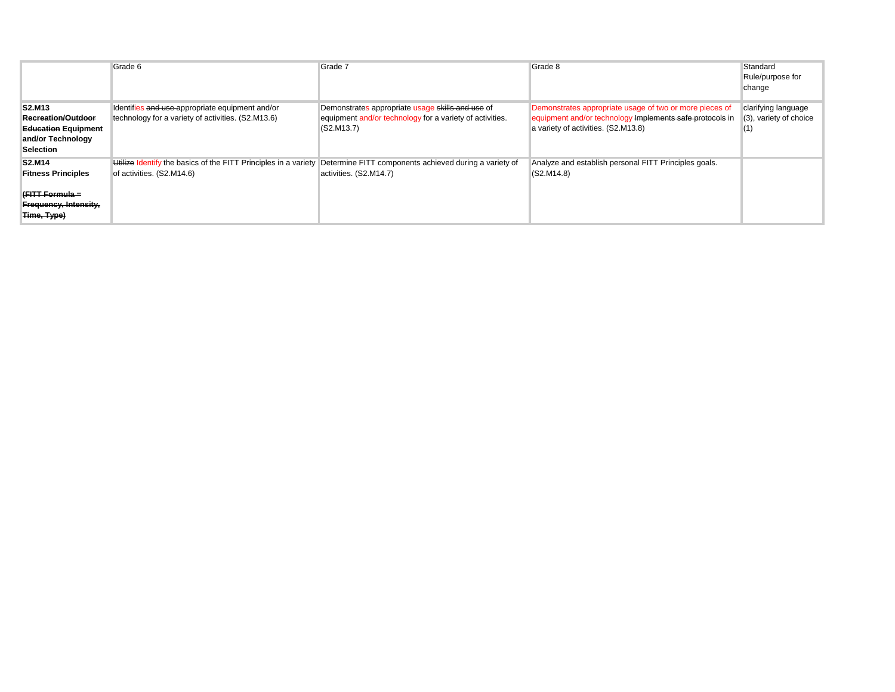| | Grade 6 | Grade 7 | Grade 8 | Standard Rule/purpose for change |
|---|---|---|---|---|
| **S2.M13** **~~Recreation/Outdoor Education~~ Equipment and/or Technology Selection** | Identifies ~~and use~~ appropriate equipment and/or technology for a variety of activities. (S2.M13.6) | Demonstrates appropriate usage ~~skills and use~~ of equipment and/or technology for a variety of activities. (S2.M13.7) | Demonstrates appropriate usage of two or more pieces of equipment and/or technology ~~Implements safe protocols~~ in a variety of activities. (S2.M13.8) | clarifying language (3), variety of choice (1) |
| **S2.M14** **Fitness Principles** **~~(FITT Formula = Frequency, Intensity, Time, Type)~~** | ~~Utilize~~ Identify the basics of the FITT Principles in a variety of activities. (S2.M14.6) | Determine FITT components achieved during a variety of activities. (S2.M14.7) | Analyze and establish personal FITT Principles goals. (S2.M14.8) | |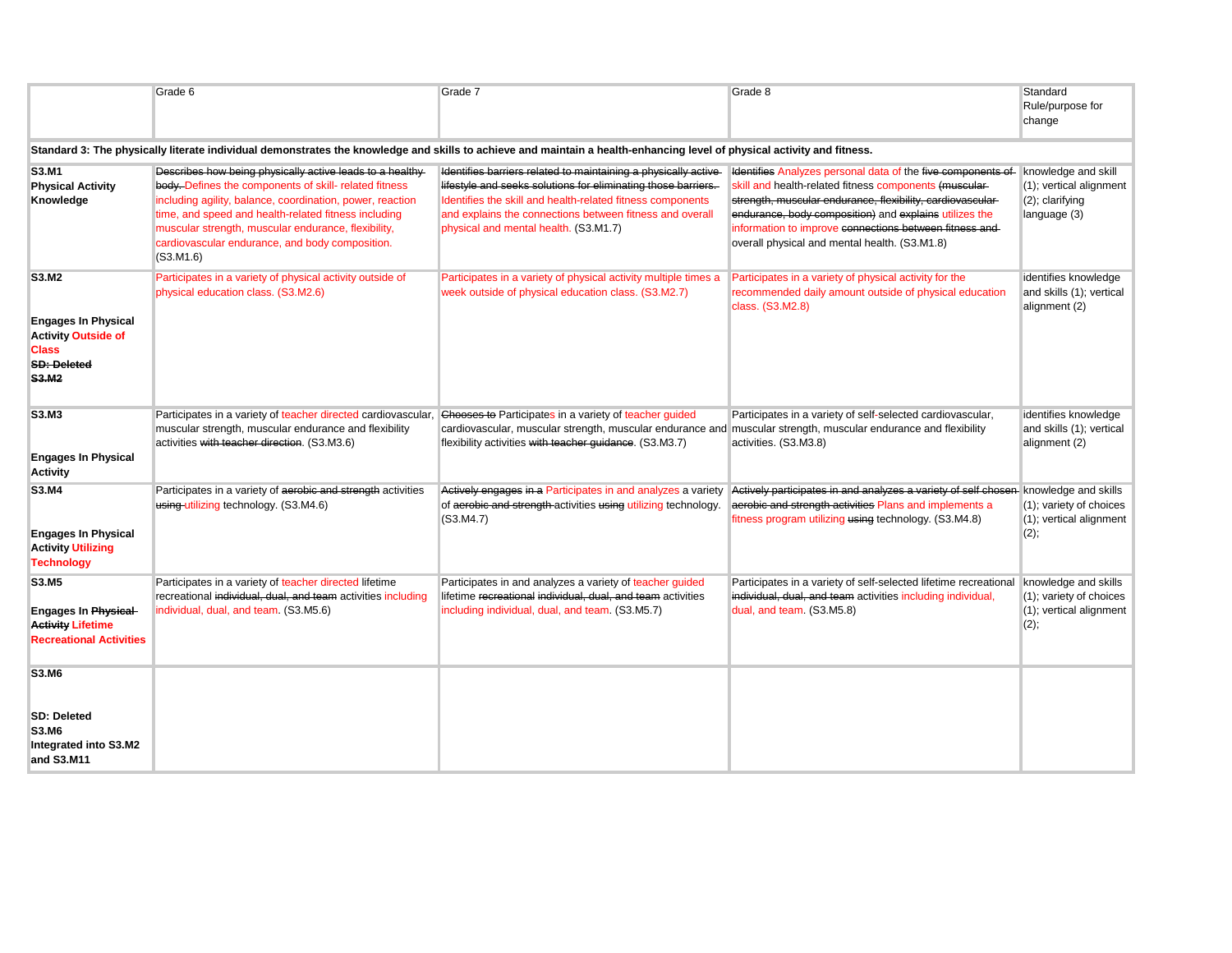| | Grade 6 | Grade 7 | Grade 8 | Standard Rule/purpose for change |
|---|---|---|---|---|
| **Standard 3: The physically literate individual demonstrates the knowledge and skills to achieve and maintain a health-enhancing level of physical activity and fitness.** | | | | |
| **S3.M1 Physical Activity Knowledge** | ~~Describes how being physically active leads to a healthy body.~~ Defines the components of skill- related fitness including agility, balance, coordination, power, reaction time, and speed and health-related fitness including muscular strength, muscular endurance, flexibility, cardiovascular endurance, and body composition. (S3.M1.6) | ~~Identifies barriers related to maintaining a physically active lifestyle and seeks solutions for eliminating those barriers.~~ Identifies the skill and health-related fitness components and explains the connections between fitness and overall physical and mental health. (S3.M1.7) | ~~Identifies~~ Analyzes personal data of the ~~five components of~~ skill and health-related fitness components ~~(muscular strength, muscular endurance, flexibility, cardiovascular endurance, body composition)~~ and ~~explains~~ utilizes the information to improve ~~connections between fitness and~~ overall physical and mental health. (S3.M1.8) | knowledge and skill (1); vertical alignment (2); clarifying language (3) |
| **S3.M2** **Engages In Physical Activity Outside of Class** ~~**SD: Deleted S3.M2**~~ | Participates in a variety of physical activity outside of physical education class. (S3.M2.6) | Participates in a variety of physical activity multiple times a week outside of physical education class. (S3.M2.7) | Participates in a variety of physical activity for the recommended daily amount outside of physical education class. (S3.M2.8) | identifies knowledge and skills (1); vertical alignment (2) |
| **S3.M3** **Engages In Physical Activity** | Participates in a variety of teacher directed cardiovascular, muscular strength, muscular endurance and flexibility activities ~~with teacher direction~~. (S3.M3.6) | ~~Chooses to~~ Participates in a variety of teacher guided cardiovascular, muscular strength, muscular endurance and flexibility activities ~~with teacher guidance~~. (S3.M3.7) | Participates in a variety of self-selected cardiovascular, muscular strength, muscular endurance and flexibility activities. (S3.M3.8) | identifies knowledge and skills (1); vertical alignment (2) |
| **S3.M4** **Engages In Physical Activity Utilizing Technology** | Participates in a variety of ~~aerobic and strength~~ activities ~~using~~ utilizing technology. (S3.M4.6) | ~~Actively engages in a~~ Participates in and analyzes a variety of ~~aerobic and strength~~ activities ~~using~~ utilizing technology. (S3.M4.7) | ~~Actively participates in and analyzes a variety of self chosen aerobic and strength activities~~ Plans and implements a fitness program utilizing ~~using~~ technology. (S3.M4.8) | knowledge and skills (1); variety of choices (1); vertical alignment (2); |
| **S3.M5** **Engages In ~~Physical Activity~~ Lifetime Recreational Activities** | Participates in a variety of teacher directed lifetime recreational ~~individual, dual, and team~~ activities including individual, dual, and team. (S3.M5.6) | Participates in and analyzes a variety of teacher guided lifetime ~~recreational individual, dual, and team~~ activities including individual, dual, and team. (S3.M5.7) | Participates in a variety of self-selected lifetime recreational ~~individual, dual, and team~~ activities including individual, dual, and team. (S3.M5.8) | knowledge and skills (1); variety of choices (1); vertical alignment (2); |
| **S3.M6** **SD: Deleted S3.M6 Integrated into S3.M2 and S3.M11** | | | | |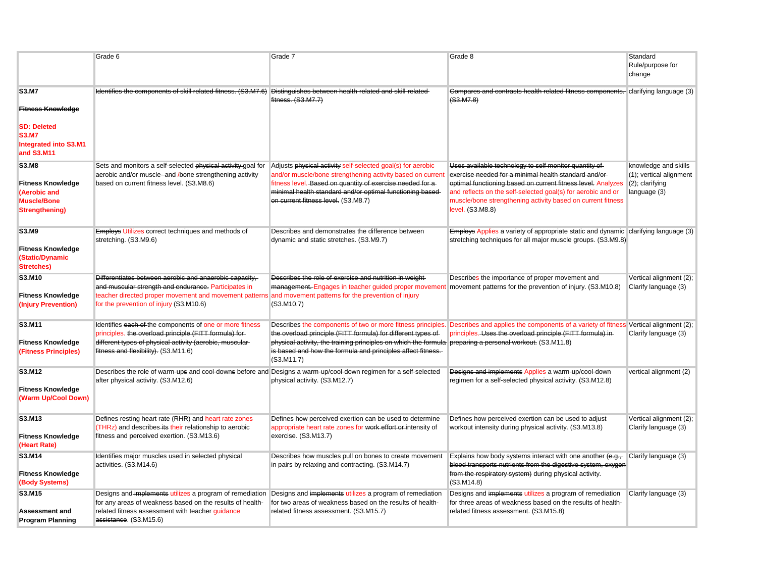| | Grade 6 | Grade 7 | Grade 8 | Standard Rule/purpose for change |
|---|---|---|---|---|
| **S3.M7** **~~Fitness Knowledge~~** **SD: Deleted S3.M7 Integrated into S3.M1 and S3.M11** | ~~Identifies the components of skill-related fitness. (S3.M7.6)~~ | ~~Distinguishes between health-related and skill-related fitness. (S3.M7.7)~~ | ~~Compares and contrasts health-related fitness components. (S3.M7.8)~~ | clarifying language (3) |
| **S3.M8** **Fitness Knowledge (Aerobic and Muscle/Bone Strengthening)** | Sets and monitors a self-selected ~~physical activity~~ goal for aerobic and/or muscle ~~and~~ /bone strengthening activity based on current fitness level. (S3.M8.6) | Adjusts ~~physical activity~~ self-selected goal(s) for aerobic and/or muscle/bone strengthening activity based on current fitness level. ~~Based on quantity of exercise needed for a minimal health standard and/or optimal functioning based on current fitness level.~~ (S3.M8.7) | ~~Uses available technology to self monitor quantity of exercise needed for a minimal health standard and/or optimal functioning based on current fitness level.~~ Analyzes and reflects on the self-selected goal(s) for aerobic and or muscle/bone strengthening activity based on current fitness level. (S3.M8.8) | knowledge and skills (1); vertical alignment (2); clarifying language (3) |
| **S3.M9** **Fitness Knowledge (Static/Dynamic Stretches)** | ~~Employs~~ Utilizes correct techniques and methods of stretching. (S3.M9.6) | Describes and demonstrates the difference between dynamic and static stretches. (S3.M9.7) | ~~Employs~~ Applies a variety of appropriate static and dynamic stretching techniques for all major muscle groups. (S3.M9.8) | clarifying language (3) |
| **S3.M10** **Fitness Knowledge (Injury Prevention)** | ~~Differentiates between aerobic and anaerobic capacity, and muscular strength and endurance.~~ Participates in teacher directed proper movement and movement patterns for the prevention of injury (S3.M10.6) | ~~Describes the role of exercise and nutrition in weight management.~~ Engages in teacher guided proper movement and movement patterns for the prevention of injury (S3.M10.7) | Describes the importance of proper movement and movement patterns for the prevention of injury. (S3.M10.8) | Vertical alignment (2); Clarify language (3) |
| **S3.M11** **Fitness Knowledge (Fitness Principles)** | Identifies ~~each of~~ the components of one or more fitness principles. ~~the overload principle (FITT formula) for different types of physical activity (aerobic, muscular fitness and flexibility).~~ (S3.M11.6) | Describes the components of two or more fitness principles. ~~the overload principle (FITT formula) for different types of physical activity, the training principles on which the formula is based and how the formula and principles affect fitness.~~ (S3.M11.7) | Describes and applies the components of a variety of fitness principles. ~~Uses the overload principle (FITT formula) in preparing a personal workout.~~ (S3.M11.8) | Vertical alignment (2); Clarify language (3) |
| **S3.M12** **Fitness Knowledge (Warm Up/Cool Down)** | Describes the role of warm-up~~s~~ and cool-down~~s~~ before and after physical activity. (S3.M12.6) | Designs a warm-up/cool-down regimen for a self-selected physical activity. (S3.M12.7) | ~~Designs and implements~~ Applies a warm-up/cool-down regimen for a self-selected physical activity. (S3.M12.8) | vertical alignment (2) |
| **S3.M13** **Fitness Knowledge (Heart Rate)** | Defines resting heart rate (RHR) and heart rate zones (THRz) and describes ~~its~~ their relationship to aerobic fitness and perceived exertion. (S3.M13.6) | Defines how perceived exertion can be used to determine appropriate heart rate zones for ~~work effort or~~ intensity of exercise. (S3.M13.7) | Defines how perceived exertion can be used to adjust workout intensity during physical activity. (S3.M13.8) | Vertical alignment (2); Clarify language (3) |
| **S3.M14** **Fitness Knowledge (Body Systems)** | Identifies major muscles used in selected physical activities. (S3.M14.6) | Describes how muscles pull on bones to create movement in pairs by relaxing and contracting. (S3.M14.7) | Explains how body systems interact with one another ~~(e.g., blood transports nutrients from the digestive system, oxygen from the respiratory system)~~ during physical activity. (S3.M14.8) | Clarify language (3) |
| **S3.M15** **Assessment and Program Planning** | Designs and ~~implements~~ utilizes a program of remediation for any areas of weakness based on the results of health-related fitness assessment with teacher guidance ~~assistance~~. (S3.M15.6) | Designs and ~~implements~~ utilizes a program of remediation for two areas of weakness based on the results of health-related fitness assessment. (S3.M15.7) | Designs and ~~implements~~ utilizes a program of remediation for three areas of weakness based on the results of health-related fitness assessment. (S3.M15.8) | Clarify language (3) |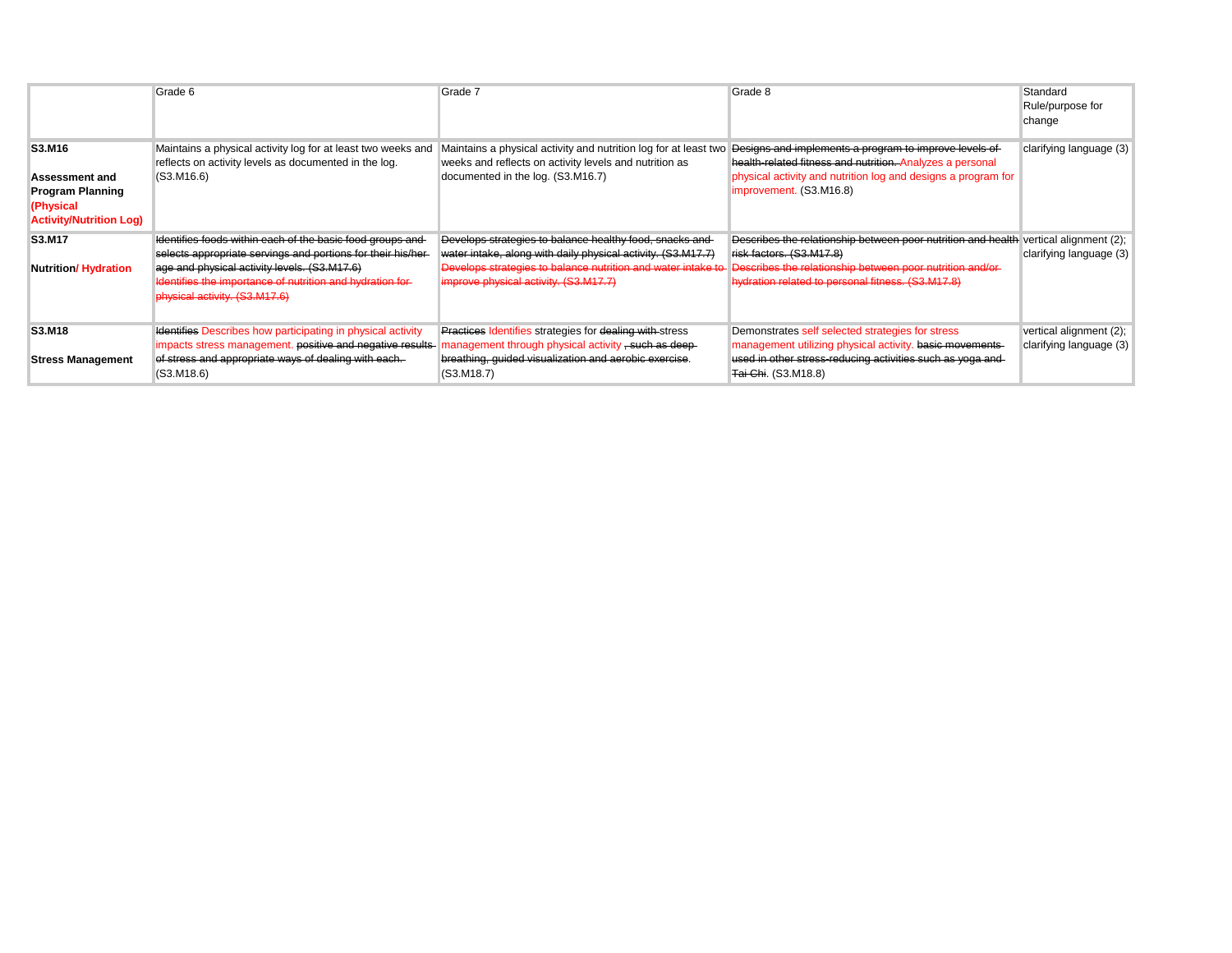| | Grade 6 | Grade 7 | Grade 8 | Standard Rule/purpose for change |
|---|---|---|---|---|
| **S3.M16**<br><br>**Assessment and Program Planning (Physical Activity/Nutrition Log)** | Maintains a physical activity log for at least two weeks and reflects on activity levels as documented in the log. (S3.M16.6) | Maintains a physical activity and nutrition log for at least two weeks and reflects on activity levels and nutrition as documented in the log. (S3.M16.7) | ~~Designs and implements a program to improve levels of health-related fitness and nutrition.~~ Analyzes a personal physical activity and nutrition log and designs a program for improvement. (S3.M16.8) | clarifying language (3) |
| **S3.M17**<br><br>**Nutrition/ Hydration** | ~~Identifies foods within each of the basic food groups and selects appropriate servings and portions for their his/her age and physical activity levels. (S3.M17.6)~~<br>~~Identifies the importance of nutrition and hydration for physical activity. (S3.M17.6)~~ | ~~Develops strategies to balance healthy food, snacks and water intake, along with daily physical activity. (S3.M17.7)~~<br>~~Develops strategies to balance nutrition and water intake to improve physical activity. (S3.M17.7)~~ | ~~Describes the relationship between poor nutrition and health risk factors. (S3.M17.8)~~<br>~~Describes the relationship between poor nutrition and/or hydration related to personal fitness. (S3.M17.8)~~ | vertical alignment (2); clarifying language (3) |
| **S3.M18**<br><br>**Stress Management** | ~~Identifies~~ Describes how participating in physical activity impacts stress management. ~~positive and negative results of stress and appropriate ways of dealing with each.~~ (S3.M18.6) | ~~Practices~~ Identifies strategies for ~~dealing with~~ stress management through physical activity ~~, such as deep breathing, guided visualization and aerobic exercise~~. (S3.M18.7) | Demonstrates self selected strategies for stress management utilizing physical activity. ~~basic movements used in other stress-reducing activities such as yoga and Tai Chi~~. (S3.M18.8) | vertical alignment (2); clarifying language (3) |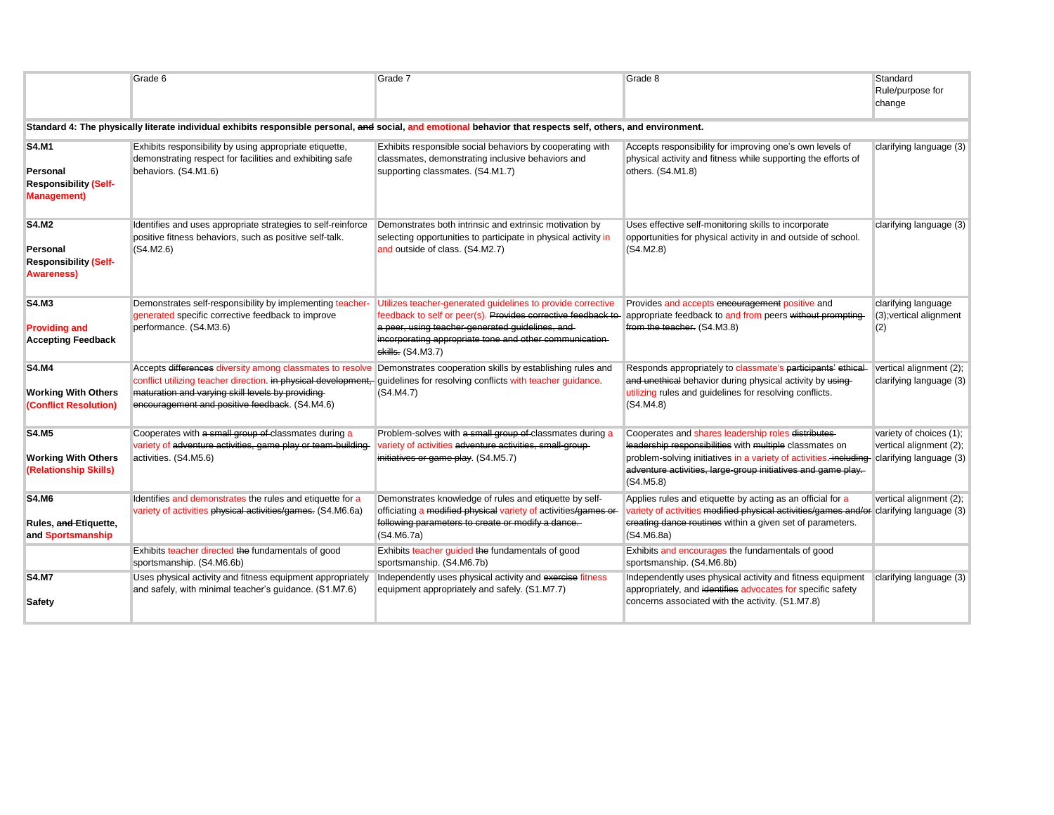| | Grade 6 | Grade 7 | Grade 8 | Standard Rule/purpose for change |
|---|---|---|---|---|
| **Standard 4: The physically literate individual exhibits responsible personal, ~~and~~ social, and emotional behavior that respects self, others, and environment.** | | | | |
| **S4.M1**<br><br>**Personal Responsibility (Self-Management)** | Exhibits responsibility by using appropriate etiquette, demonstrating respect for facilities and exhibiting safe behaviors. (S4.M1.6) | Exhibits responsible social behaviors by cooperating with classmates, demonstrating inclusive behaviors and supporting classmates. (S4.M1.7) | Accepts responsibility for improving one's own levels of physical activity and fitness while supporting the efforts of others. (S4.M1.8) | clarifying language (3) |
| **S4.M2**<br><br>**Personal Responsibility (Self-Awareness)** | Identifies and uses appropriate strategies to self-reinforce positive fitness behaviors, such as positive self-talk. (S4.M2.6) | Demonstrates both intrinsic and extrinsic motivation by selecting opportunities to participate in physical activity in and outside of class. (S4.M2.7) | Uses effective self-monitoring skills to incorporate opportunities for physical activity in and outside of school. (S4.M2.8) | clarifying language (3) |
| **S4.M3**<br><br>**Providing and Accepting Feedback** | Demonstrates self-responsibility by implementing teacher-generated specific corrective feedback to improve performance. (S4.M3.6) | Utilizes teacher-generated guidelines to provide corrective feedback to self or peer(s). ~~Provides corrective feedback to a peer, using teacher-generated guidelines, and incorporating appropriate tone and other communication skills.~~ (S4.M3.7) | Provides and accepts ~~encouragement~~ positive and appropriate feedback to and from peers ~~without prompting from the teacher.~~ (S4.M3.8) | clarifying language (3);vertical alignment (2) |
| **S4.M4**<br><br>**Working With Others (Conflict Resolution)** | Accepts ~~differences~~ diversity among classmates to resolve conflict utilizing teacher direction. ~~in physical development, maturation and varying skill levels by providing encouragement and positive feedback~~. (S4.M4.6) | Demonstrates cooperation skills by establishing rules and guidelines for resolving conflicts with teacher guidance. (S4.M4.7) | Responds appropriately to classmate's ~~participants' ethical and unethical~~ behavior during physical activity by ~~using~~ utilizing rules and guidelines for resolving conflicts. (S4.M4.8) | vertical alignment (2); clarifying language (3) |
| **S4.M5**<br><br>**Working With Others (Relationship Skills)** | Cooperates with ~~a small group of~~ classmates during a variety of ~~adventure activities, game play or team-building~~ activities. (S4.M5.6) | Problem-solves with ~~a small group of~~ classmates during a variety of activities ~~adventure activities, small-group initiatives or game play~~. (S4.M5.7) | Cooperates and shares leadership roles ~~distributes leadership responsibilities~~ with ~~multiple~~ classmates on problem-solving initiatives in a variety of activities. ~~including adventure activities, large-group initiatives and game play.~~ (S4.M5.8) | variety of choices (1); vertical alignment (2); clarifying language (3) |
| **S4.M6**<br><br>**Rules, ~~and~~ Etiquette, and Sportsmanship** | Identifies and demonstrates the rules and etiquette for a variety of activities ~~physical activities/games.~~ (S4.M6.6a) | Demonstrates knowledge of rules and etiquette by self-officiating a ~~modified physical~~ variety of activities~~/games or following parameters to create or modify a dance.~~ (S4.M6.7a) | Applies rules and etiquette by acting as an official for a variety of activities ~~modified physical activities/games and/or creating dance routines~~ within a given set of parameters. (S4.M6.8a) | vertical alignment (2); clarifying language (3) |
| | Exhibits teacher directed ~~the~~ fundamentals of good sportsmanship. (S4.M6.6b) | Exhibits teacher guided ~~the~~ fundamentals of good sportsmanship. (S4.M6.7b) | Exhibits and encourages the fundamentals of good sportsmanship. (S4.M6.8b) | |
| **S4.M7**<br><br>**Safety** | Uses physical activity and fitness equipment appropriately and safely, with minimal teacher's guidance. (S1.M7.6) | Independently uses physical activity and ~~exercise~~ fitness equipment appropriately and safely. (S1.M7.7) | Independently uses physical activity and fitness equipment appropriately, and ~~identifies~~ advocates for specific safety concerns associated with the activity. (S1.M7.8) | clarifying language (3) |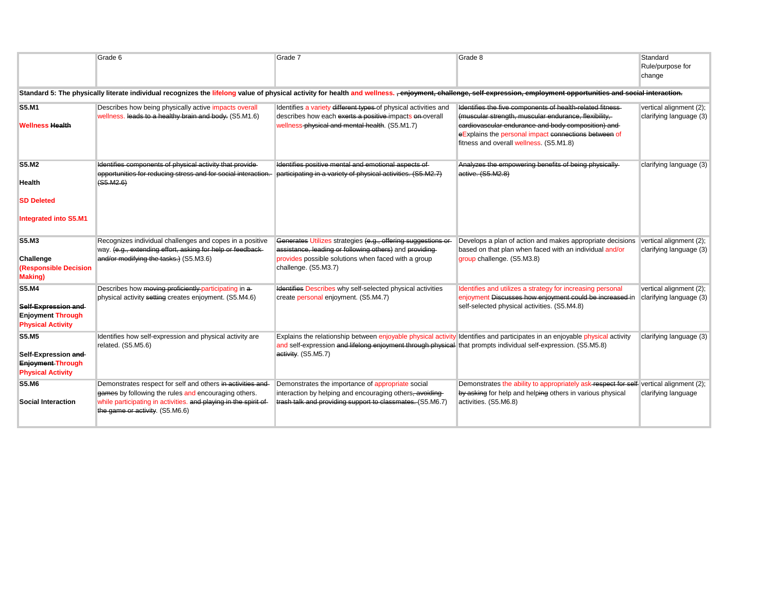| | Grade 6 | Grade 7 | Grade 8 | Standard Rule/purpose for change |
|---|---|---|---|---|
| **Standard 5: The physically literate individual recognizes the lifelong value of physical activity for health and wellness. ~~, enjoyment, challenge, self-expression, employment opportunities and social interaction.~~** | | | | |
| **S5.M1** **Wellness** ~~**Health**~~ | Describes how being physically active impacts overall wellness. ~~leads to a healthy brain and body.~~ (S5.M1.6) | Identifies a variety ~~different types~~ of physical activities and describes how each ~~exerts a positive~~ impacts ~~on~~ overall wellness ~~physical and mental health~~. (S5.M1.7) | ~~Identifies the five components of health-related fitness (muscular strength, muscular endurance, flexibility, cardiovascular endurance and body composition) and e~~Explains the personal impact ~~connections between~~ of fitness and overall wellness. (S5.M1.8) | vertical alignment (2); clarifying language (3) |
| **S5.M2** **Health** **SD Deleted** **Integrated into S5.M1** | ~~Identifies components of physical activity that provide opportunities for reducing stress and for social interaction. (S5.M2.6)~~ | ~~Identifies positive mental and emotional aspects of participating in a variety of physical activities. (S5.M2.7)~~ | ~~Analyzes the empowering benefits of being physically active. (S5.M2.8)~~ | clarifying language (3) |
| **S5.M3** **Challenge** **(Responsible Decision Making)** | Recognizes individual challenges and copes in a positive way. ~~(e.g., extending effort, asking for help or feedback and/or modifying the tasks.)~~ (S5.M3.6) | ~~Generates~~ Utilizes strategies ~~(e.g., offering suggestions or assistance, leading or following others)~~ and ~~providing~~ provides possible solutions when faced with a group challenge. (S5.M3.7) | Develops a plan of action and makes appropriate decisions based on that plan when faced with an individual and/or group challenge. (S5.M3.8) | vertical alignment (2); clarifying language (3) |
| **S5.M4** ~~**Self-Expression and**~~ **Enjoyment Through Physical Activity** | Describes how ~~moving proficiently~~ participating in ~~a~~ physical activity ~~setting~~ creates enjoyment. (S5.M4.6) | ~~Identifies~~ Describes why self-selected physical activities create personal enjoyment. (S5.M4.7) | Identifies and utilizes a strategy for increasing personal enjoyment ~~Discusses how enjoyment could be increased~~ in self-selected physical activities. (S5.M4.8) | vertical alignment (2); clarifying language (3) |
| **S5.M5** **Self-Expression** ~~**and Enjoyment**~~ **Through Physical Activity** | Identifies how self-expression and physical activity are related. (S5.M5.6) | Explains the relationship between enjoyable physical activity and self-expression ~~and lifelong enjoyment through physical activity~~. (S5.M5.7) | Identifies and participates in an enjoyable physical activity that prompts individual self-expression. (S5.M5.8) | clarifying language (3) |
| **S5.M6** **Social Interaction** | Demonstrates respect for self and others ~~in activities and games~~ by following the rules and encouraging others. while participating in activities. ~~and playing in the spirit of the game or activity~~. (S5.M6.6) | Demonstrates the importance of appropriate social interaction by helping and encouraging others~~, avoiding trash talk and providing support to classmates.~~ (S5.M6.7) | Demonstrates the ability to appropriately ask ~~respect for self by asking~~ for help and help~~ing~~ others in various physical activities. (S5.M6.8) | vertical alignment (2); clarifying language |